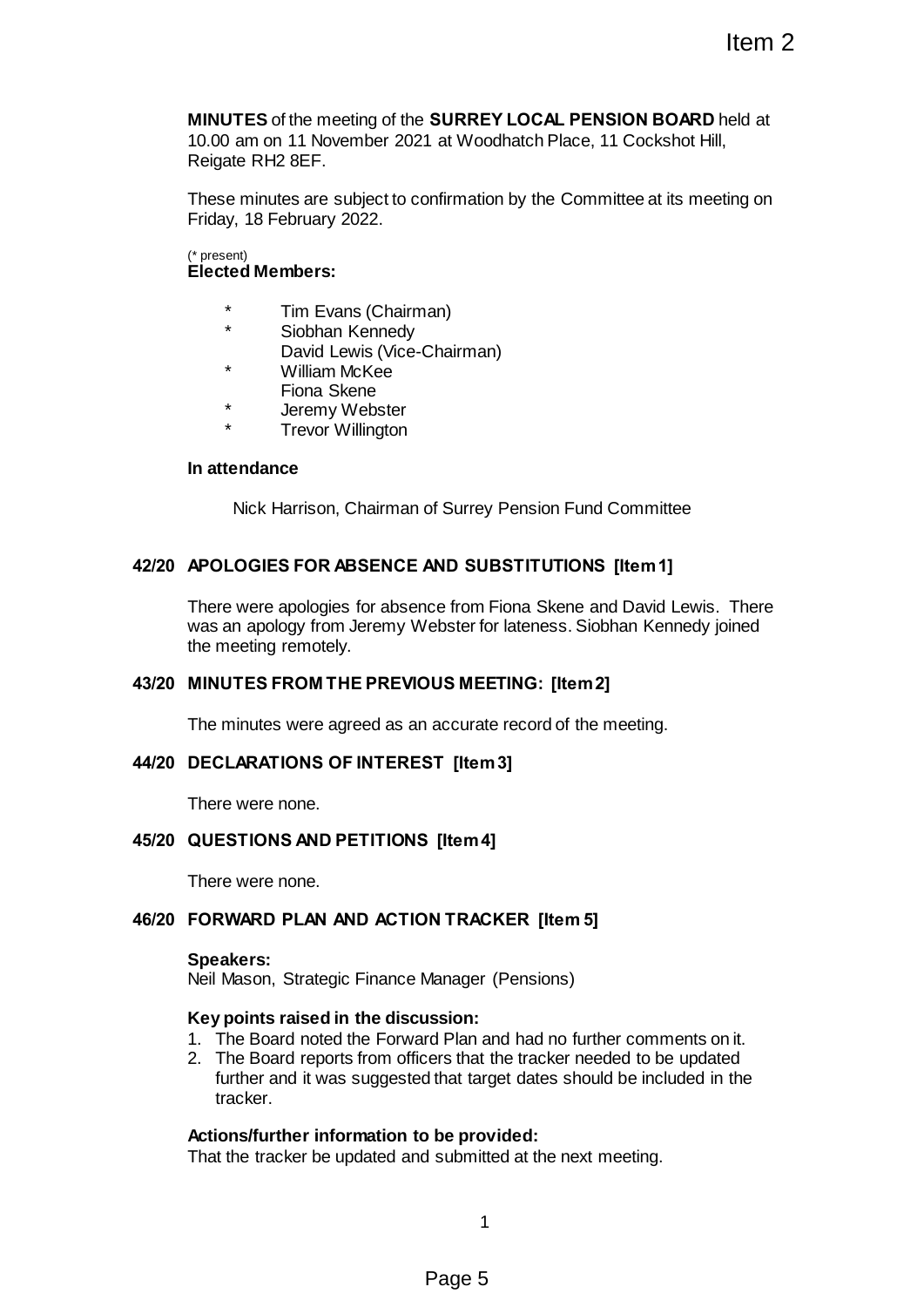**MINUTES** of the meeting of the **SURREY LOCAL PENSION BOARD** held at 10.00 am on 11 November 2021 at Woodhatch Place, 11 Cockshot Hill, Reigate RH2 8EF.

These minutes are subject to confirmation by the Committee at its meeting on Friday, 18 February 2022.

(* present)

**Elected Members:**

- \* Tim Evans (Chairman)
- \* Siobhan Kennedy
- David Lewis (Vice-Chairman)
- \* William McKee
- Fiona Skene
- \* Jeremy Webster
- \* Trevor Willington

**In attendance**

Nick Harrison, Chairman of Surrey Pension Fund Committee

## 42/20 APOLOGIES FOR ABSENCE AND SUBSTITUTIONS [Item 1]

There were apologies for absence from Fiona Skene and David Lewis. There was an apology from Jeremy Webster for lateness. Siobhan Kennedy joined the meeting remotely.

## 43/20 MINUTES FROM THE PREVIOUS MEETING: [Item 2]

The minutes were agreed as an accurate record of the meeting.

## 44/20 DECLARATIONS OF INTEREST [Item 3]

There were none.

## 45/20 QUESTIONS AND PETITIONS [Item 4]

There were none.

## 46/20 FORWARD PLAN AND ACTION TRACKER [Item 5]

**Speakers:**

Neil Mason, Strategic Finance Manager (Pensions)

**Key points raised in the discussion:**

1. The Board noted the Forward Plan and had no further comments on it.
2. The Board reports from officers that the tracker needed to be updated further and it was suggested that target dates should be included in the tracker.

**Actions/further information to be provided:**

That the tracker be updated and submitted at the next meeting.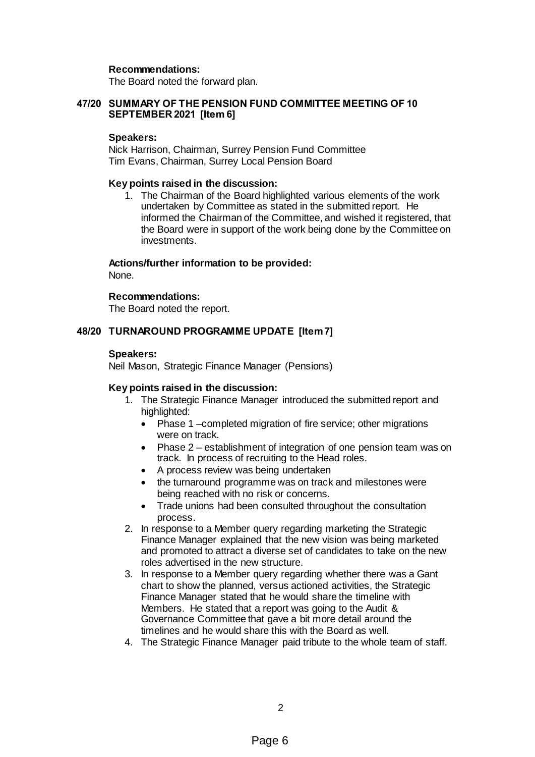**Recommendations:**
The Board noted the forward plan.

## 47/20 SUMMARY OF THE PENSION FUND COMMITTEE MEETING OF 10 SEPTEMBER 2021 [Item 6]

**Speakers:**
Nick Harrison, Chairman, Surrey Pension Fund Committee
Tim Evans, Chairman, Surrey Local Pension Board

**Key points raised in the discussion:**

1. The Chairman of the Board highlighted various elements of the work undertaken by Committee as stated in the submitted report. He informed the Chairman of the Committee, and wished it registered, that the Board were in support of the work being done by the Committee on investments.

**Actions/further information to be provided:**
None.

**Recommendations:**
The Board noted the report.

## 48/20 TURNAROUND PROGRAMME UPDATE [Item 7]

**Speakers:**
Neil Mason, Strategic Finance Manager (Pensions)

**Key points raised in the discussion:**

1. The Strategic Finance Manager introduced the submitted report and highlighted:
   - Phase 1 –completed migration of fire service; other migrations were on track.
   - Phase 2 – establishment of integration of one pension team was on track. In process of recruiting to the Head roles.
   - A process review was being undertaken
   - the turnaround programme was on track and milestones were being reached with no risk or concerns.
   - Trade unions had been consulted throughout the consultation process.
2. In response to a Member query regarding marketing the Strategic Finance Manager explained that the new vision was being marketed and promoted to attract a diverse set of candidates to take on the new roles advertised in the new structure.
3. In response to a Member query regarding whether there was a Gant chart to show the planned, versus actioned activities, the Strategic Finance Manager stated that he would share the timeline with Members. He stated that a report was going to the Audit & Governance Committee that gave a bit more detail around the timelines and he would share this with the Board as well.
4. The Strategic Finance Manager paid tribute to the whole team of staff.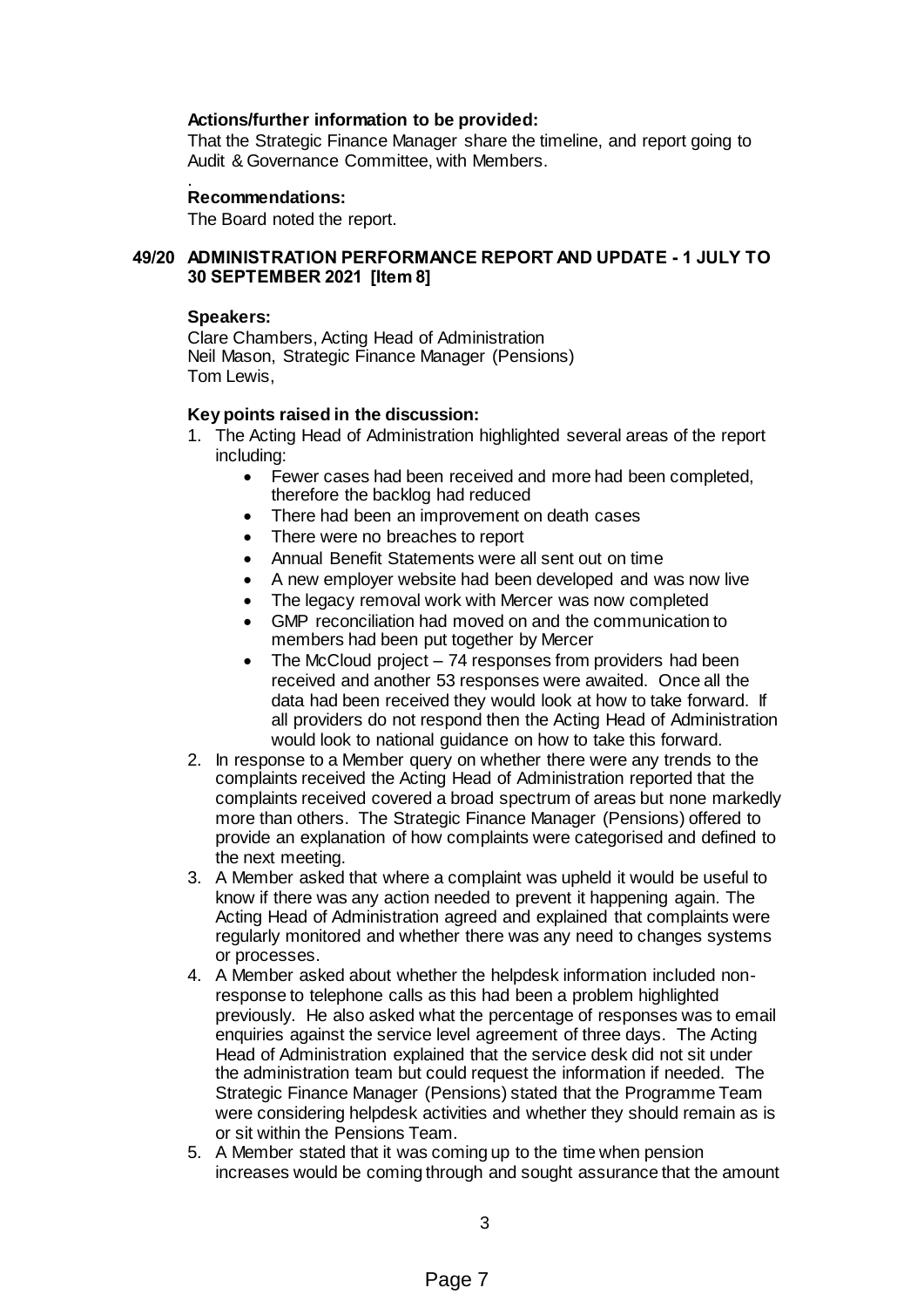**Actions/further information to be provided:**

That the Strategic Finance Manager share the timeline, and report going to Audit & Governance Committee, with Members.

.

**Recommendations:**

The Board noted the report.

**49/20 ADMINISTRATION PERFORMANCE REPORT AND UPDATE - 1 JULY TO 30 SEPTEMBER 2021 [Item 8]**

**Speakers:**

Clare Chambers, Acting Head of Administration
Neil Mason, Strategic Finance Manager (Pensions)
Tom Lewis,

**Key points raised in the discussion:**

1. The Acting Head of Administration highlighted several areas of the report including:
   - Fewer cases had been received and more had been completed, therefore the backlog had reduced
   - There had been an improvement on death cases
   - There were no breaches to report
   - Annual Benefit Statements were all sent out on time
   - A new employer website had been developed and was now live
   - The legacy removal work with Mercer was now completed
   - GMP reconciliation had moved on and the communication to members had been put together by Mercer
   - The McCloud project – 74 responses from providers had been received and another 53 responses were awaited. Once all the data had been received they would look at how to take forward. If all providers do not respond then the Acting Head of Administration would look to national guidance on how to take this forward.
2. In response to a Member query on whether there were any trends to the complaints received the Acting Head of Administration reported that the complaints received covered a broad spectrum of areas but none markedly more than others. The Strategic Finance Manager (Pensions) offered to provide an explanation of how complaints were categorised and defined to the next meeting.
3. A Member asked that where a complaint was upheld it would be useful to know if there was any action needed to prevent it happening again. The Acting Head of Administration agreed and explained that complaints were regularly monitored and whether there was any need to changes systems or processes.
4. A Member asked about whether the helpdesk information included non-response to telephone calls as this had been a problem highlighted previously. He also asked what the percentage of responses was to email enquiries against the service level agreement of three days. The Acting Head of Administration explained that the service desk did not sit under the administration team but could request the information if needed. The Strategic Finance Manager (Pensions) stated that the Programme Team were considering helpdesk activities and whether they should remain as is or sit within the Pensions Team.
5. A Member stated that it was coming up to the time when pension increases would be coming through and sought assurance that the amount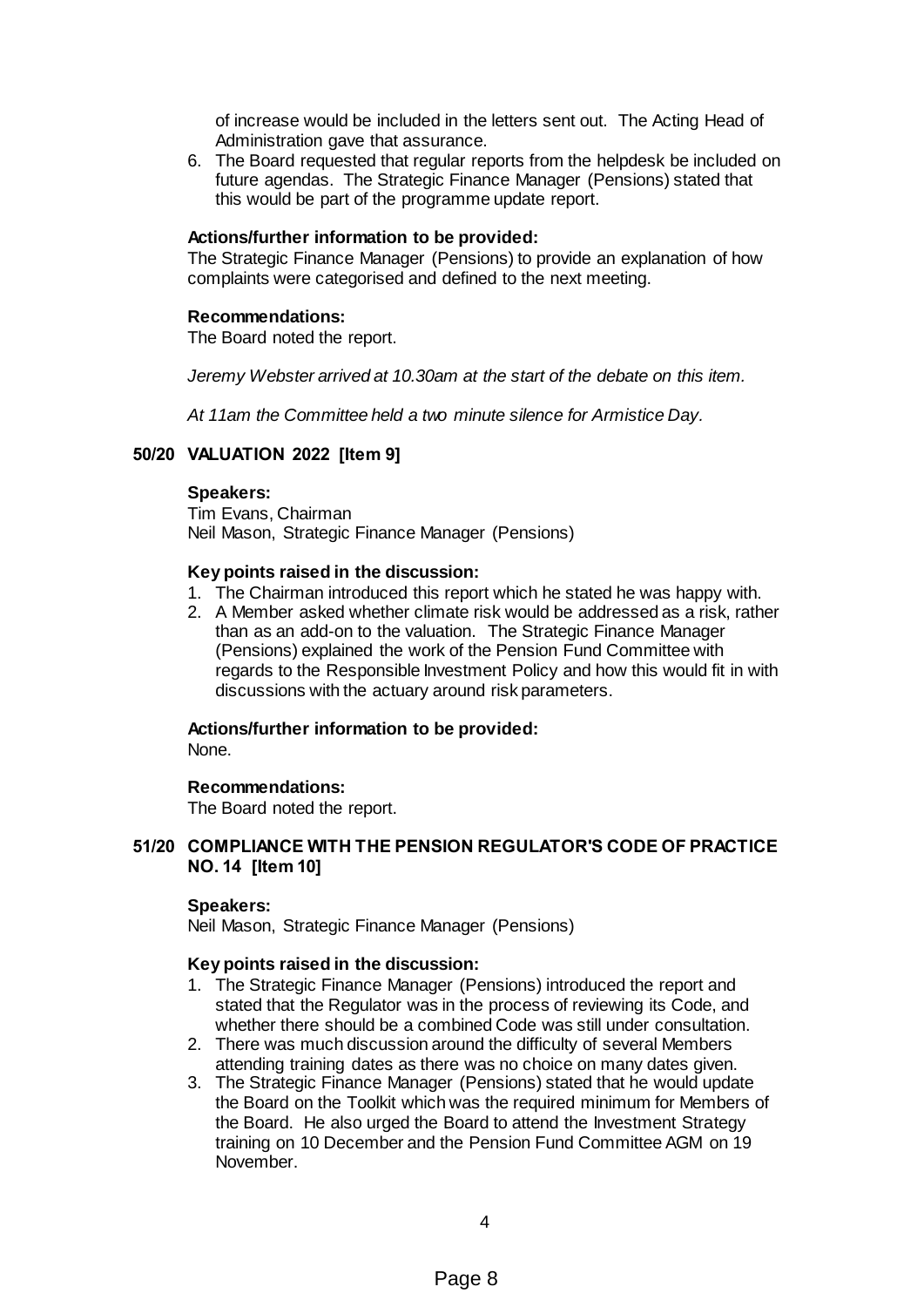of increase would be included in the letters sent out. The Acting Head of Administration gave that assurance.

6. The Board requested that regular reports from the helpdesk be included on future agendas. The Strategic Finance Manager (Pensions) stated that this would be part of the programme update report.

**Actions/further information to be provided:**
The Strategic Finance Manager (Pensions) to provide an explanation of how complaints were categorised and defined to the next meeting.

**Recommendations:**
The Board noted the report.

*Jeremy Webster arrived at 10.30am at the start of the debate on this item.*

*At 11am the Committee held a two minute silence for Armistice Day.*

## 50/20 VALUATION 2022 [Item 9]

**Speakers:**
Tim Evans, Chairman
Neil Mason, Strategic Finance Manager (Pensions)

**Key points raised in the discussion:**

1. The Chairman introduced this report which he stated he was happy with.
2. A Member asked whether climate risk would be addressed as a risk, rather than as an add-on to the valuation. The Strategic Finance Manager (Pensions) explained the work of the Pension Fund Committee with regards to the Responsible Investment Policy and how this would fit in with discussions with the actuary around risk parameters.

**Actions/further information to be provided:**
None.

**Recommendations:**
The Board noted the report.

## 51/20 COMPLIANCE WITH THE PENSION REGULATOR'S CODE OF PRACTICE NO. 14 [Item 10]

**Speakers:**
Neil Mason, Strategic Finance Manager (Pensions)

**Key points raised in the discussion:**

1. The Strategic Finance Manager (Pensions) introduced the report and stated that the Regulator was in the process of reviewing its Code, and whether there should be a combined Code was still under consultation.
2. There was much discussion around the difficulty of several Members attending training dates as there was no choice on many dates given.
3. The Strategic Finance Manager (Pensions) stated that he would update the Board on the Toolkit which was the required minimum for Members of the Board. He also urged the Board to attend the Investment Strategy training on 10 December and the Pension Fund Committee AGM on 19 November.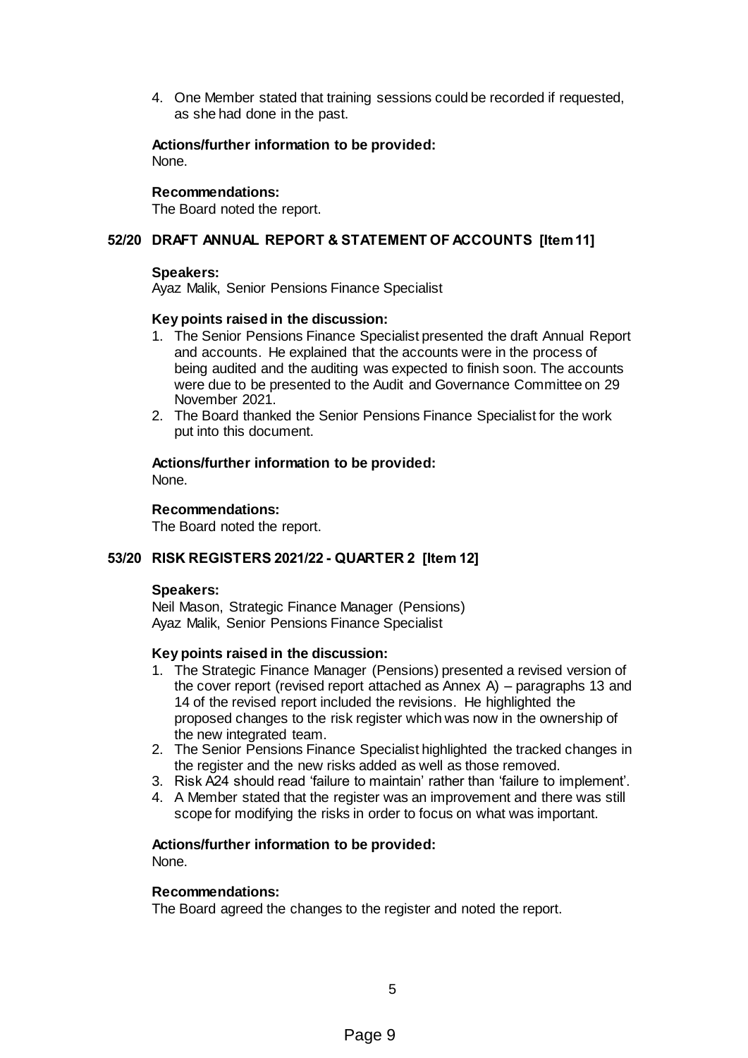4. One Member stated that training sessions could be recorded if requested, as she had done in the past.

**Actions/further information to be provided:**
None.

**Recommendations:**
The Board noted the report.

## 52/20 DRAFT ANNUAL REPORT & STATEMENT OF ACCOUNTS [Item 11]

**Speakers:**
Ayaz Malik, Senior Pensions Finance Specialist

**Key points raised in the discussion:**

1. The Senior Pensions Finance Specialist presented the draft Annual Report and accounts. He explained that the accounts were in the process of being audited and the auditing was expected to finish soon. The accounts were due to be presented to the Audit and Governance Committee on 29 November 2021.
2. The Board thanked the Senior Pensions Finance Specialist for the work put into this document.

**Actions/further information to be provided:**
None.

**Recommendations:**
The Board noted the report.

## 53/20 RISK REGISTERS 2021/22 - QUARTER 2 [Item 12]

**Speakers:**
Neil Mason, Strategic Finance Manager (Pensions)
Ayaz Malik, Senior Pensions Finance Specialist

**Key points raised in the discussion:**

1. The Strategic Finance Manager (Pensions) presented a revised version of the cover report (revised report attached as Annex A) – paragraphs 13 and 14 of the revised report included the revisions. He highlighted the proposed changes to the risk register which was now in the ownership of the new integrated team.
2. The Senior Pensions Finance Specialist highlighted the tracked changes in the register and the new risks added as well as those removed.
3. Risk A24 should read 'failure to maintain' rather than 'failure to implement'.
4. A Member stated that the register was an improvement and there was still scope for modifying the risks in order to focus on what was important.

**Actions/further information to be provided:**
None.

**Recommendations:**
The Board agreed the changes to the register and noted the report.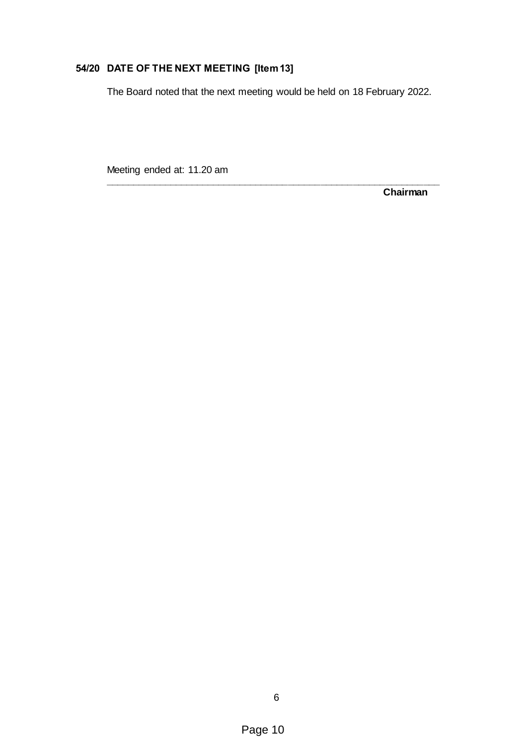### 54/20 DATE OF THE NEXT MEETING [Item 13]

The Board noted that the next meeting would be held on 18 February 2022.

Meeting ended at: 11.20 am

______________________________________________________________

**Chairman**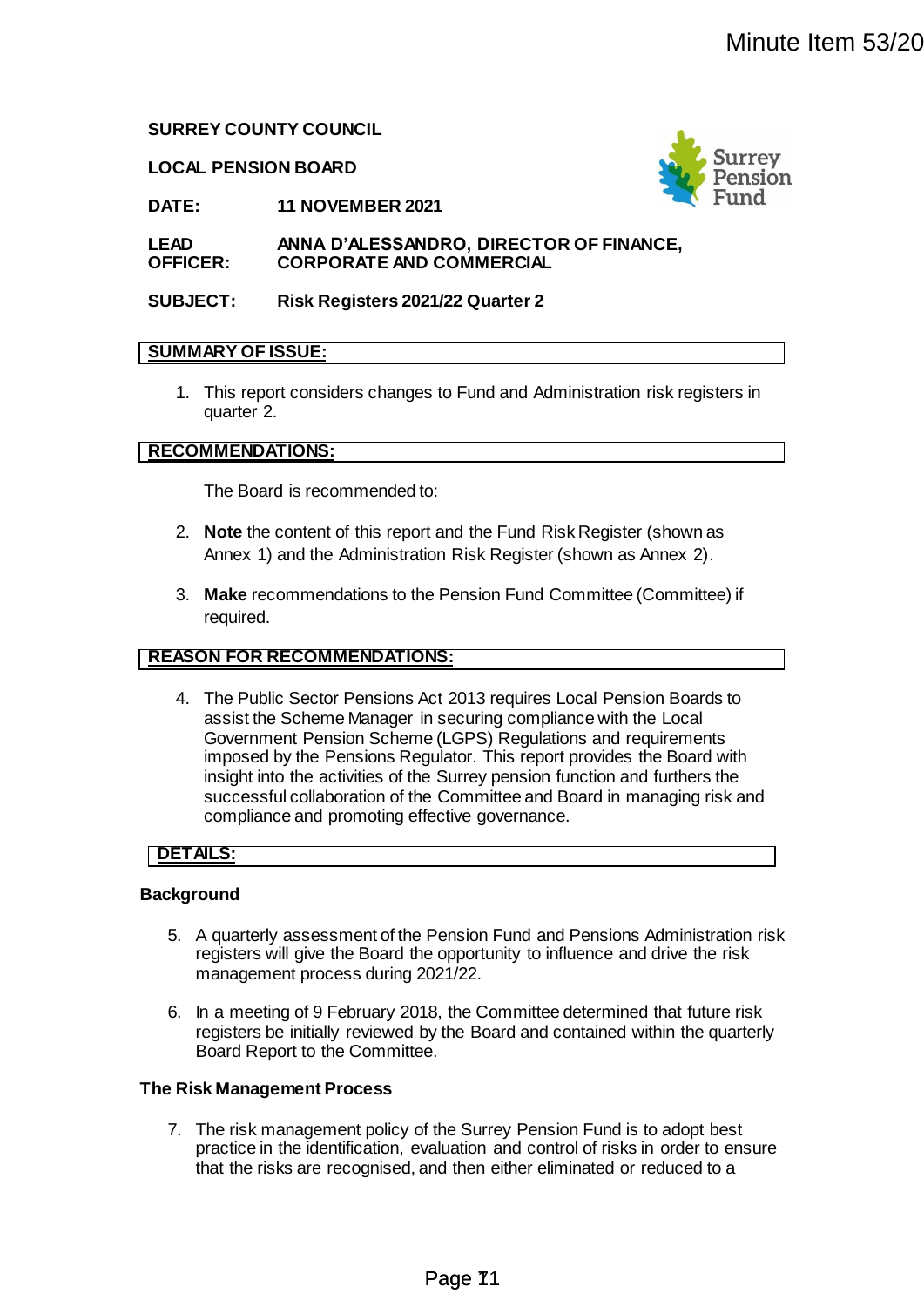**SURREY COUNTY COUNCIL**

**LOCAL PENSION BOARD**

**DATE:** **11 NOVEMBER 2021**

**LEAD OFFICER:** **ANNA D'ALESSANDRO, DIRECTOR OF FINANCE, CORPORATE AND COMMERCIAL**

**SUBJECT:** **Risk Registers 2021/22 Quarter 2**

## SUMMARY OF ISSUE:

1. This report considers changes to Fund and Administration risk registers in quarter 2.

## RECOMMENDATIONS:

The Board is recommended to:

2. **Note** the content of this report and the Fund Risk Register (shown as Annex 1) and the Administration Risk Register (shown as Annex 2).

3. **Make** recommendations to the Pension Fund Committee (Committee) if required.

## REASON FOR RECOMMENDATIONS:

4. The Public Sector Pensions Act 2013 requires Local Pension Boards to assist the Scheme Manager in securing compliance with the Local Government Pension Scheme (LGPS) Regulations and requirements imposed by the Pensions Regulator. This report provides the Board with insight into the activities of the Surrey pension function and furthers the successful collaboration of the Committee and Board in managing risk and compliance and promoting effective governance.

## DETAILS:

### Background

5. A quarterly assessment of the Pension Fund and Pensions Administration risk registers will give the Board the opportunity to influence and drive the risk management process during 2021/22.

6. In a meeting of 9 February 2018, the Committee determined that future risk registers be initially reviewed by the Board and contained within the quarterly Board Report to the Committee.

### The Risk Management Process

7. The risk management policy of the Surrey Pension Fund is to adopt best practice in the identification, evaluation and control of risks in order to ensure that the risks are recognised, and then either eliminated or reduced to a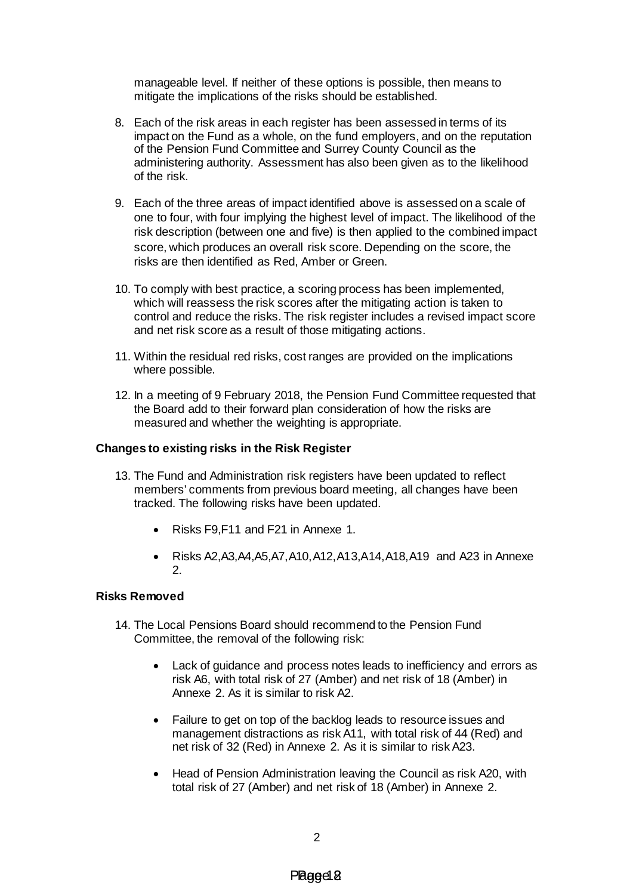manageable level. If neither of these options is possible, then means to mitigate the implications of the risks should be established.

8. Each of the risk areas in each register has been assessed in terms of its impact on the Fund as a whole, on the fund employers, and on the reputation of the Pension Fund Committee and Surrey County Council as the administering authority. Assessment has also been given as to the likelihood of the risk.

9. Each of the three areas of impact identified above is assessed on a scale of one to four, with four implying the highest level of impact. The likelihood of the risk description (between one and five) is then applied to the combined impact score, which produces an overall risk score. Depending on the score, the risks are then identified as Red, Amber or Green.

10. To comply with best practice, a scoring process has been implemented, which will reassess the risk scores after the mitigating action is taken to control and reduce the risks. The risk register includes a revised impact score and net risk score as a result of those mitigating actions.

11. Within the residual red risks, cost ranges are provided on the implications where possible.

12. In a meeting of 9 February 2018, the Pension Fund Committee requested that the Board add to their forward plan consideration of how the risks are measured and whether the weighting is appropriate.

**Changes to existing risks in the Risk Register**

13. The Fund and Administration risk registers have been updated to reflect members' comments from previous board meeting, all changes have been tracked. The following risks have been updated.

    - Risks F9,F11 and F21 in Annexe 1.
    - Risks A2,A3,A4,A5,A7,A10,A12,A13,A14,A18,A19 and A23 in Annexe 2.

**Risks Removed**

14. The Local Pensions Board should recommend to the Pension Fund Committee, the removal of the following risk:

    - Lack of guidance and process notes leads to inefficiency and errors as risk A6, with total risk of 27 (Amber) and net risk of 18 (Amber) in Annexe 2. As it is similar to risk A2.
    - Failure to get on top of the backlog leads to resource issues and management distractions as risk A11, with total risk of 44 (Red) and net risk of 32 (Red) in Annexe 2. As it is similar to risk A23.
    - Head of Pension Administration leaving the Council as risk A20, with total risk of 27 (Amber) and net risk of 18 (Amber) in Annexe 2.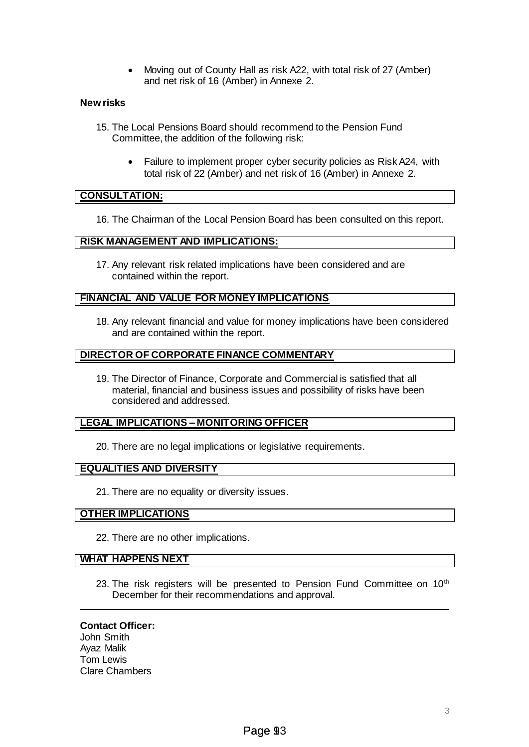- Moving out of County Hall as risk A22, with total risk of 27 (Amber) and net risk of 16 (Amber) in Annexe 2.

**New risks**

15. The Local Pensions Board should recommend to the Pension Fund Committee, the addition of the following risk:

    - Failure to implement proper cyber security policies as Risk A24, with total risk of 22 (Amber) and net risk of 16 (Amber) in Annexe 2.

## CONSULTATION:

16. The Chairman of the Local Pension Board has been consulted on this report.

## RISK MANAGEMENT AND IMPLICATIONS:

17. Any relevant risk related implications have been considered and are contained within the report.

## FINANCIAL AND VALUE FOR MONEY IMPLICATIONS

18. Any relevant financial and value for money implications have been considered and are contained within the report.

## DIRECTOR OF CORPORATE FINANCE COMMENTARY

19. The Director of Finance, Corporate and Commercial is satisfied that all material, financial and business issues and possibility of risks have been considered and addressed.

## LEGAL IMPLICATIONS – MONITORING OFFICER

20. There are no legal implications or legislative requirements.

## EQUALITIES AND DIVERSITY

21. There are no equality or diversity issues.

## OTHER IMPLICATIONS

22. There are no other implications.

## WHAT HAPPENS NEXT

23. The risk registers will be presented to Pension Fund Committee on 10th December for their recommendations and approval.

---

**Contact Officer:**
John Smith
Ayaz Malik
Tom Lewis
Clare Chambers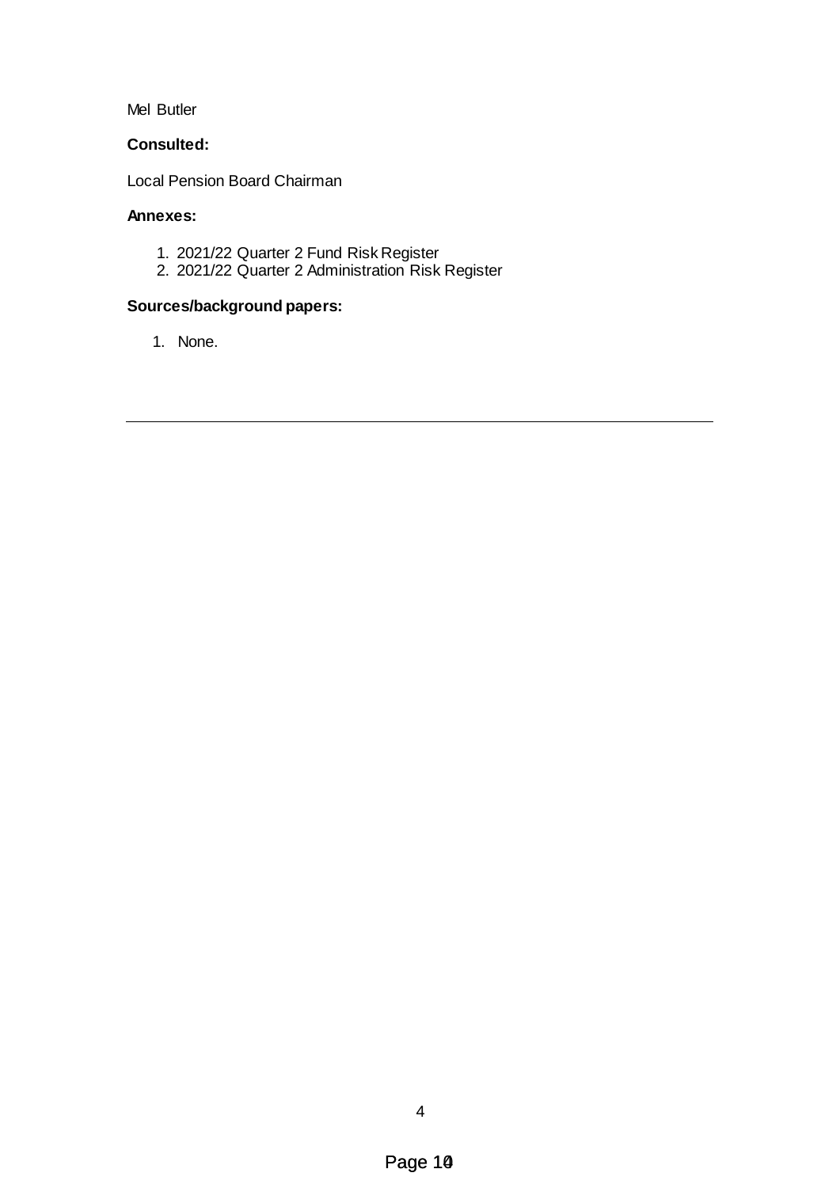Mel Butler

**Consulted:**

Local Pension Board Chairman

**Annexes:**

1. 2021/22 Quarter 2 Fund Risk Register
2. 2021/22 Quarter 2 Administration Risk Register

**Sources/background papers:**

1. None.

---